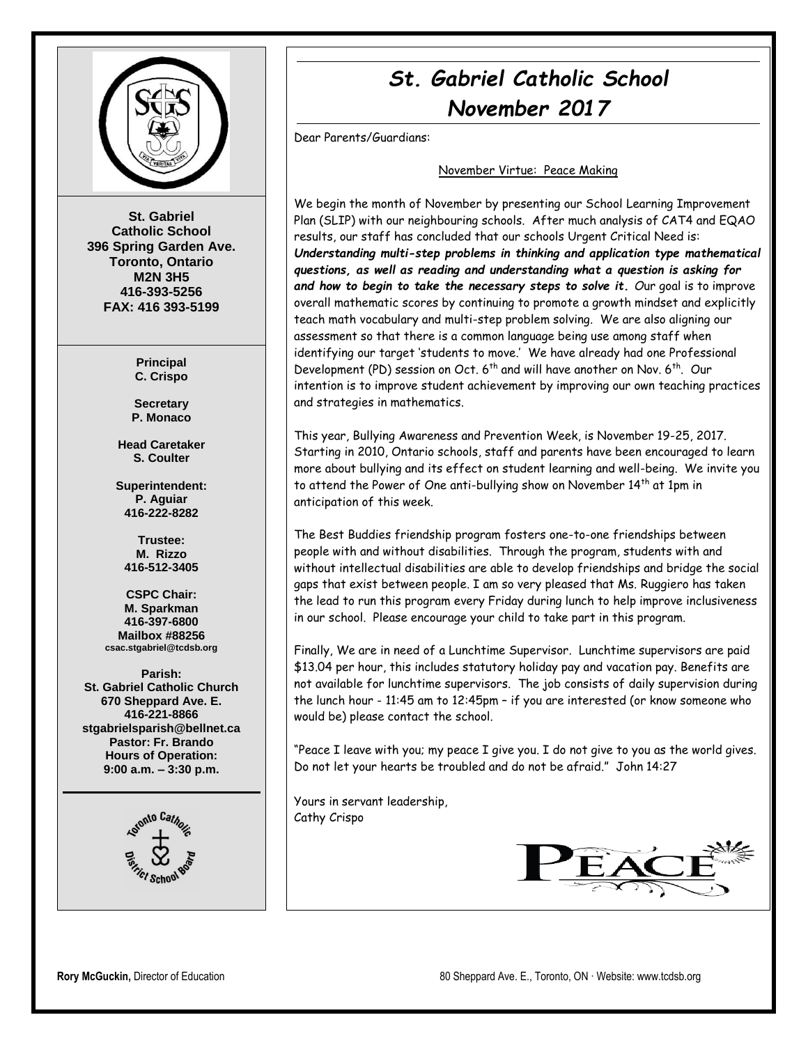# St. Gabriel Catholic School
## November 2017

Dear Parents/Guardians:

November Virtue: Peace Making

We begin the month of November by presenting our School Learning Improvement Plan (SLIP) with our neighbouring schools. After much analysis of CAT4 and EQAO results, our staff has concluded that our schools Urgent Critical Need is: ***Understanding multi-step problems in thinking and application type mathematical questions, as well as reading and understanding what a question is asking for and how to begin to take the necessary steps to solve it.*** Our goal is to improve overall mathematic scores by continuing to promote a growth mindset and explicitly teach math vocabulary and multi-step problem solving. We are also aligning our assessment so that there is a common language being use among staff when identifying our target 'students to move.' We have already had one Professional Development (PD) session on Oct. 6th and will have another on Nov. 6th. Our intention is to improve student achievement by improving our own teaching practices and strategies in mathematics.

This year, Bullying Awareness and Prevention Week, is November 19-25, 2017. Starting in 2010, Ontario schools, staff and parents have been encouraged to learn more about bullying and its effect on student learning and well-being. We invite you to attend the Power of One anti-bullying show on November 14th at 1pm in anticipation of this week.

The Best Buddies friendship program fosters one-to-one friendships between people with and without disabilities. Through the program, students with and without intellectual disabilities are able to develop friendships and bridge the social gaps that exist between people. I am so very pleased that Ms. Ruggiero has taken the lead to run this program every Friday during lunch to help improve inclusiveness in our school. Please encourage your child to take part in this program.

Finally, We are in need of a Lunchtime Supervisor. Lunchtime supervisors are paid $13.04 per hour, this includes statutory holiday pay and vacation pay. Benefits are not available for lunchtime supervisors. The job consists of daily supervision during the lunch hour - 11:45 am to 12:45pm – if you are interested (or know someone who would be) please contact the school.

"Peace I leave with you; my peace I give you. I do not give to you as the world gives. Do not let your hearts be troubled and do not be afraid." John 14:27

Yours in servant leadership,
Cathy Crispo

---

**St. Gabriel Catholic School**
**396 Spring Garden Ave.**
**Toronto, Ontario**
**M2N 3H5**
**416-393-5256**
**FAX: 416 393-5199**

**Principal**
**C. Crispo**

**Secretary**
**P. Monaco**

**Head Caretaker**
**S. Coulter**

**Superintendent:**
**P. Aguiar**
**416-222-8282**

**Trustee:**
**M. Rizzo**
**416-512-3405**

**CSPC Chair:**
**M. Sparkman**
**416-397-6800**
**Mailbox #88256**
**csac.stgabriel@tcdsb.org**

**Parish:**
**St. Gabriel Catholic Church**
**670 Sheppard Ave. E.**
**416-221-8866**
**stgabrielsparish@bellnet.ca**
**Pastor: Fr. Brando**
**Hours of Operation:**
**9:00 a.m. – 3:30 p.m.**

**Rory McGuckin,** Director of Education

80 Sheppard Ave. E., Toronto, ON · Website: www.tcdsb.org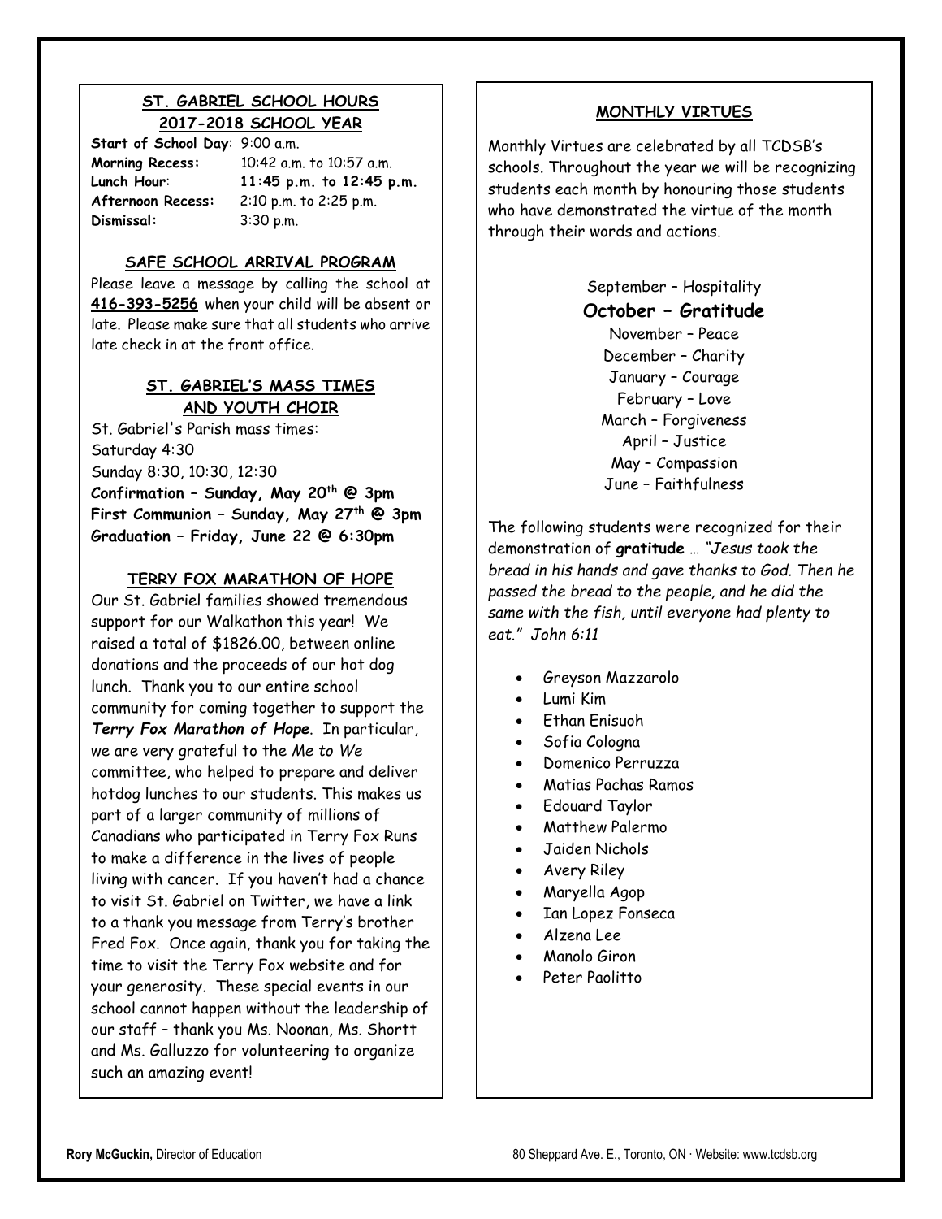## ST. GABRIEL SCHOOL HOURS 2017-2018 SCHOOL YEAR

**Start of School Day**: 9:00 a.m.
**Morning Recess:** 10:42 a.m. to 10:57 a.m.
**Lunch Hour**: **11:45 p.m. to 12:45 p.m.**
**Afternoon Recess:** 2:10 p.m. to 2:25 p.m.
**Dismissal:** 3:30 p.m.

## SAFE SCHOOL ARRIVAL PROGRAM

Please leave a message by calling the school at **416-393-5256** when your child will be absent or late. Please make sure that all students who arrive late check in at the front office.

## ST. GABRIEL'S MASS TIMES AND YOUTH CHOIR

St. Gabriel's Parish mass times:
Saturday 4:30
Sunday 8:30, 10:30, 12:30
**Confirmation – Sunday, May 20th @ 3pm**
**First Communion – Sunday, May 27th @ 3pm**
**Graduation – Friday, June 22 @ 6:30pm**

## TERRY FOX MARATHON OF HOPE

Our St. Gabriel families showed tremendous support for our Walkathon this year! We raised a total of $1826.00, between online donations and the proceeds of our hot dog lunch. Thank you to our entire school community for coming together to support the ***Terry Fox Marathon of Hope***. In particular, we are very grateful to the *Me to We* committee, who helped to prepare and deliver hotdog lunches to our students. This makes us part of a larger community of millions of Canadians who participated in Terry Fox Runs to make a difference in the lives of people living with cancer. If you haven't had a chance to visit St. Gabriel on Twitter, we have a link to a thank you message from Terry's brother Fred Fox. Once again, thank you for taking the time to visit the Terry Fox website and for your generosity. These special events in our school cannot happen without the leadership of our staff – thank you Ms. Noonan, Ms. Shortt and Ms. Galluzzo for volunteering to organize such an amazing event!

## MONTHLY VIRTUES

Monthly Virtues are celebrated by all TCDSB's schools. Throughout the year we will be recognizing students each month by honouring those students who have demonstrated the virtue of the month through their words and actions.

September – Hospitality
**October – Gratitude**
November – Peace
December – Charity
January – Courage
February – Love
March – Forgiveness
April – Justice
May – Compassion
June – Faithfulness

The following students were recognized for their demonstration of **gratitude** … *"Jesus took the bread in his hands and gave thanks to God. Then he passed the bread to the people, and he did the same with the fish, until everyone had plenty to eat." John 6:11*

- Greyson Mazzarolo
- Lumi Kim
- Ethan Enisuoh
- Sofia Cologna
- Domenico Perruzza
- Matias Pachas Ramos
- Edouard Taylor
- Matthew Palermo
- Jaiden Nichols
- Avery Riley
- Maryella Agop
- Ian Lopez Fonseca
- Alzena Lee
- Manolo Giron
- Peter Paolitto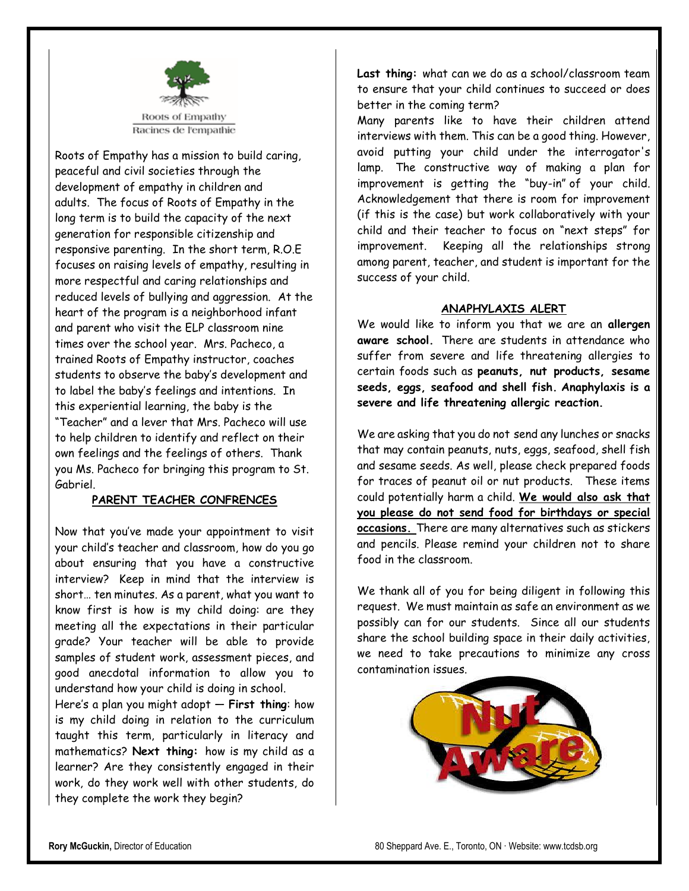Roots of Empathy
Racines de l'empathie

Roots of Empathy has a mission to build caring, peaceful and civil societies through the development of empathy in children and adults. The focus of Roots of Empathy in the long term is to build the capacity of the next generation for responsible citizenship and responsive parenting. In the short term, R.O.E focuses on raising levels of empathy, resulting in more respectful and caring relationships and reduced levels of bullying and aggression. At the heart of the program is a neighborhood infant and parent who visit the ELP classroom nine times over the school year. Mrs. Pacheco, a trained Roots of Empathy instructor, coaches students to observe the baby's development and to label the baby's feelings and intentions. In this experiential learning, the baby is the "Teacher" and a lever that Mrs. Pacheco will use to help children to identify and reflect on their own feelings and the feelings of others. Thank you Ms. Pacheco for bringing this program to St. Gabriel.

## PARENT TEACHER CONFRENCES

Now that you've made your appointment to visit your child's teacher and classroom, how do you go about ensuring that you have a constructive interview? Keep in mind that the interview is short… ten minutes. As a parent, what you want to know first is how is my child doing: are they meeting all the expectations in their particular grade? Your teacher will be able to provide samples of student work, assessment pieces, and good anecdotal information to allow you to understand how your child is doing in school.

Here's a plan you might adopt — **First thing**: how is my child doing in relation to the curriculum taught this term, particularly in literacy and mathematics? **Next thing:** how is my child as a learner? Are they consistently engaged in their work, do they work well with other students, do they complete the work they begin?

**Last thing:** what can we do as a school/classroom team to ensure that your child continues to succeed or does better in the coming term?

Many parents like to have their children attend interviews with them. This can be a good thing. However, avoid putting your child under the interrogator's lamp. The constructive way of making a plan for improvement is getting the "buy-in" of your child. Acknowledgement that there is room for improvement (if this is the case) but work collaboratively with your child and their teacher to focus on "next steps" for improvement. Keeping all the relationships strong among parent, teacher, and student is important for the success of your child.

## ANAPHYLAXIS ALERT

We would like to inform you that we are an **allergen aware school.** There are students in attendance who suffer from severe and life threatening allergies to certain foods such as **peanuts, nut products, sesame seeds, eggs, seafood and shell fish. Anaphylaxis is a severe and life threatening allergic reaction.**

We are asking that you do not send any lunches or snacks that may contain peanuts, nuts, eggs, seafood, shell fish and sesame seeds. As well, please check prepared foods for traces of peanut oil or nut products. These items could potentially harm a child. **We would also ask that you please do not send food for birthdays or special occasions.** There are many alternatives such as stickers and pencils. Please remind your children not to share food in the classroom.

We thank all of you for being diligent in following this request. We must maintain as safe an environment as we possibly can for our students. Since all our students share the school building space in their daily activities, we need to take precautions to minimize any cross contamination issues.

Nut Aware

**Rory McGuckin,** Director of Education — 80 Sheppard Ave. E., Toronto, ON · Website: www.tcdsb.org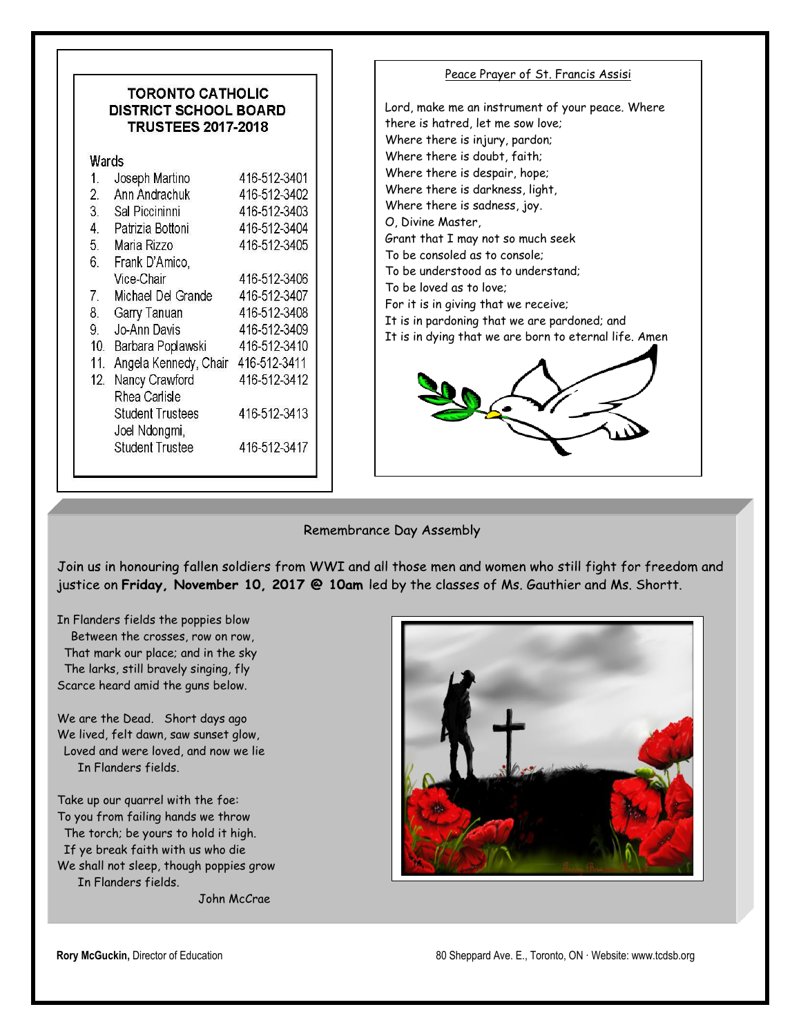## TORONTO CATHOLIC DISTRICT SCHOOL BOARD TRUSTEES 2017-2018

| Wards | | |
|---|---|---|
| 1. | Joseph Martino | 416-512-3401 |
| 2. | Ann Andrachuk | 416-512-3402 |
| 3. | Sal Piccininni | 416-512-3403 |
| 4. | Patrizia Bottoni | 416-512-3404 |
| 5. | Maria Rizzo | 416-512-3405 |
| 6. | Frank D'Amico, Vice-Chair | 416-512-3406 |
| 7. | Michael Del Grande | 416-512-3407 |
| 8. | Garry Tanuan | 416-512-3408 |
| 9. | Jo-Ann Davis | 416-512-3409 |
| 10. | Barbara Poplawski | 416-512-3410 |
| 11. | Angela Kennedy, Chair | 416-512-3411 |
| 12. | Nancy Crawford | 416-512-3412 |
| | Rhea Carlisle Student Trustees | 416-512-3413 |
| | Joel Ndongmi, Student Trustee | 416-512-3417 |

### Peace Prayer of St. Francis Assisi

Lord, make me an instrument of your peace. Where there is hatred, let me sow love;
Where there is injury, pardon;
Where there is doubt, faith;
Where there is despair, hope;
Where there is darkness, light,
Where there is sadness, joy.
O, Divine Master,
Grant that I may not so much seek
To be consoled as to console;
To be understood as to understand;
To be loved as to love;
For it is in giving that we receive;
It is in pardoning that we are pardoned; and
It is in dying that we are born to eternal life. Amen

### Remembrance Day Assembly

Join us in honouring fallen soldiers from WWI and all those men and women who still fight for freedom and justice on **Friday, November 10, 2017 @ 10am** led by the classes of Ms. Gauthier and Ms. Shortt.

In Flanders fields the poppies blow
Between the crosses, row on row,
That mark our place; and in the sky
The larks, still bravely singing, fly
Scarce heard amid the guns below.

We are the Dead. Short days ago
We lived, felt dawn, saw sunset glow,
Loved and were loved, and now we lie
In Flanders fields.

Take up our quarrel with the foe:
To you from failing hands we throw
The torch; be yours to hold it high.
If ye break faith with us who die
We shall not sleep, though poppies grow
In Flanders fields.

John McCrae

**Rory McGuckin,** Director of Education

80 Sheppard Ave. E., Toronto, ON · Website: www.tcdsb.org